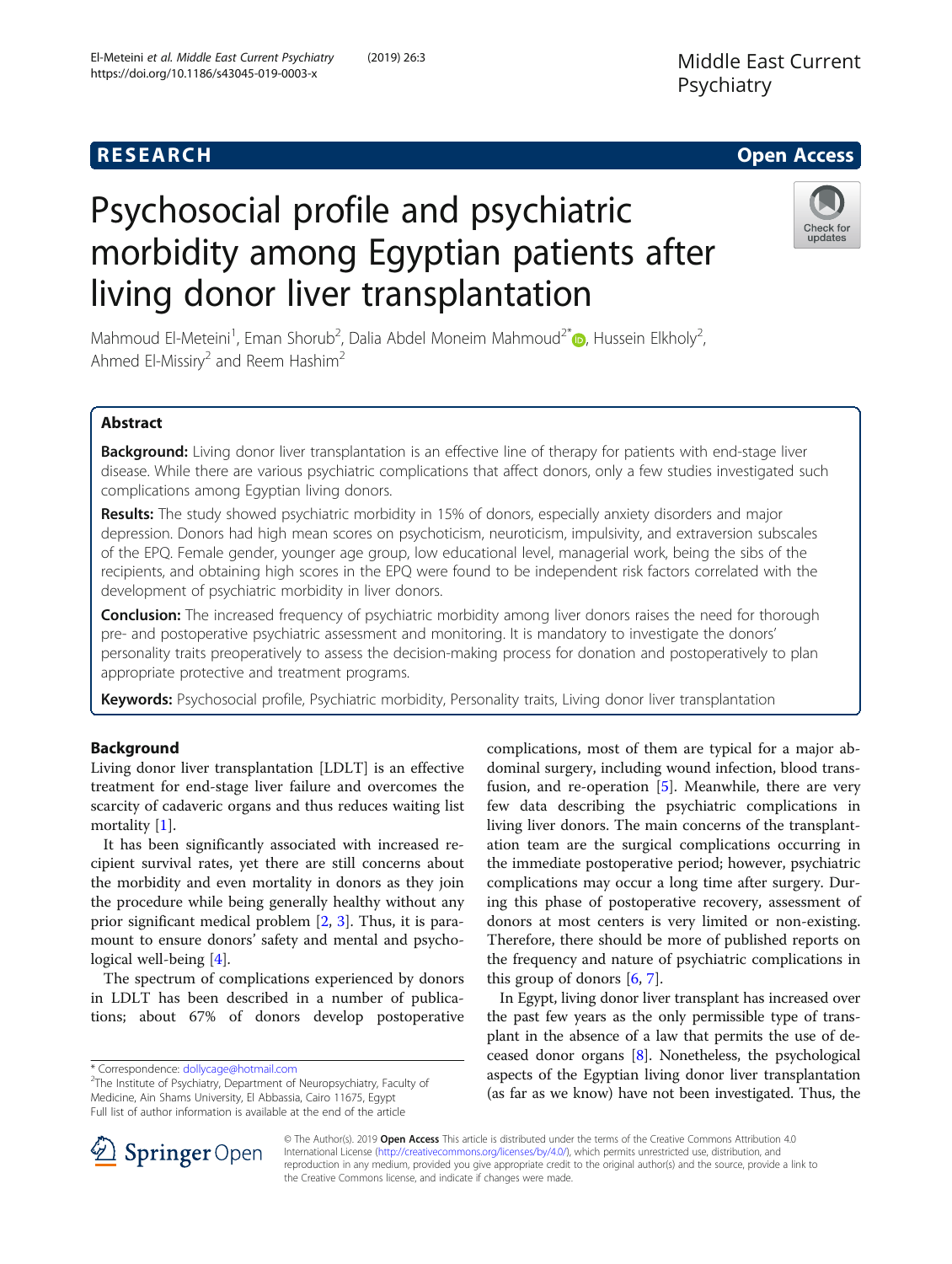RESEARCH Open Access

# Psychosocial profile and psychiatric morbidity among Egyptian patients after living donor liver transplantation

Mahmoud El-Meteini[1], Eman Shorub[2], Dalia Abdel Moneim Mahmoud[2*], Hussein Elkholy[2], Ahmed El-Missiry[2] and Reem Hashim[2]

## Abstract

**Background:** Living donor liver transplantation is an effective line of therapy for patients with end-stage liver disease. While there are various psychiatric complications that affect donors, only a few studies investigated such complications among Egyptian living donors.

**Results:** The study showed psychiatric morbidity in 15% of donors, especially anxiety disorders and major depression. Donors had high mean scores on psychoticism, neuroticism, impulsivity, and extraversion subscales of the EPQ. Female gender, younger age group, low educational level, managerial work, being the sibs of the recipients, and obtaining high scores in the EPQ were found to be independent risk factors correlated with the development of psychiatric morbidity in liver donors.

**Conclusion:** The increased frequency of psychiatric morbidity among liver donors raises the need for thorough pre- and postoperative psychiatric assessment and monitoring. It is mandatory to investigate the donors' personality traits preoperatively to assess the decision-making process for donation and postoperatively to plan appropriate protective and treatment programs.

**Keywords:** Psychosocial profile, Psychiatric morbidity, Personality traits, Living donor liver transplantation

## Background

Living donor liver transplantation [LDLT] is an effective treatment for end-stage liver failure and overcomes the scarcity of cadaveric organs and thus reduces waiting list mortality [1].

It has been significantly associated with increased recipient survival rates, yet there are still concerns about the morbidity and even mortality in donors as they join the procedure while being generally healthy without any prior significant medical problem [2, 3]. Thus, it is paramount to ensure donors' safety and mental and psychological well-being [4].

The spectrum of complications experienced by donors in LDLT has been described in a number of publications; about 67% of donors develop postoperative complications, most of them are typical for a major abdominal surgery, including wound infection, blood transfusion, and re-operation [5]. Meanwhile, there are very few data describing the psychiatric complications in living liver donors. The main concerns of the transplantation team are the surgical complications occurring in the immediate postoperative period; however, psychiatric complications may occur a long time after surgery. During this phase of postoperative recovery, assessment of donors at most centers is very limited or non-existing. Therefore, there should be more of published reports on the frequency and nature of psychiatric complications in this group of donors [6, 7].

In Egypt, living donor liver transplant has increased over the past few years as the only permissible type of transplant in the absence of a law that permits the use of deceased donor organs [8]. Nonetheless, the psychological aspects of the Egyptian living donor liver transplantation (as far as we know) have not been investigated. Thus, the

* Correspondence: dollycage@hotmail.com
[2]The Institute of Psychiatry, Department of Neuropsychiatry, Faculty of Medicine, Ain Shams University, El Abbassia, Cairo 11675, Egypt
Full list of author information is available at the end of the article

© The Author(s). 2019 **Open Access** This article is distributed under the terms of the Creative Commons Attribution 4.0 International License (http://creativecommons.org/licenses/by/4.0/), which permits unrestricted use, distribution, and reproduction in any medium, provided you give appropriate credit to the original author(s) and the source, provide a link to the Creative Commons license, and indicate if changes were made.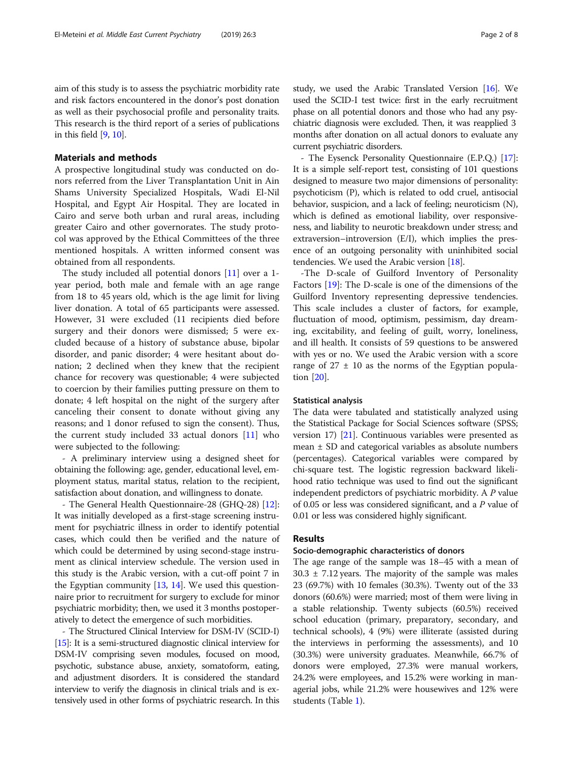aim of this study is to assess the psychiatric morbidity rate and risk factors encountered in the donor's post donation as well as their psychosocial profile and personality traits. This research is the third report of a series of publications in this field [9, 10].

## Materials and methods

A prospective longitudinal study was conducted on donors referred from the Liver Transplantation Unit in Ain Shams University Specialized Hospitals, Wadi El-Nil Hospital, and Egypt Air Hospital. They are located in Cairo and serve both urban and rural areas, including greater Cairo and other governorates. The study protocol was approved by the Ethical Committees of the three mentioned hospitals. A written informed consent was obtained from all respondents.

The study included all potential donors [11] over a 1-year period, both male and female with an age range from 18 to 45 years old, which is the age limit for living liver donation. A total of 65 participants were assessed. However, 31 were excluded (11 recipients died before surgery and their donors were dismissed; 5 were excluded because of a history of substance abuse, bipolar disorder, and panic disorder; 4 were hesitant about donation; 2 declined when they knew that the recipient chance for recovery was questionable; 4 were subjected to coercion by their families putting pressure on them to donate; 4 left hospital on the night of the surgery after canceling their consent to donate without giving any reasons; and 1 donor refused to sign the consent). Thus, the current study included 33 actual donors [11] who were subjected to the following:

- A preliminary interview using a designed sheet for obtaining the following: age, gender, educational level, employment status, marital status, relation to the recipient, satisfaction about donation, and willingness to donate.

- The General Health Questionnaire-28 (GHQ-28) [12]: It was initially developed as a first-stage screening instrument for psychiatric illness in order to identify potential cases, which could then be verified and the nature of which could be determined by using second-stage instrument as clinical interview schedule. The version used in this study is the Arabic version, with a cut-off point 7 in the Egyptian community [13, 14]. We used this questionnaire prior to recruitment for surgery to exclude for minor psychiatric morbidity; then, we used it 3 months postoperatively to detect the emergence of such morbidities.

- The Structured Clinical Interview for DSM-IV (SCID-I) [15]: It is a semi-structured diagnostic clinical interview for DSM-IV comprising seven modules, focused on mood, psychotic, substance abuse, anxiety, somatoform, eating, and adjustment disorders. It is considered the standard interview to verify the diagnosis in clinical trials and is extensively used in other forms of psychiatric research. In this study, we used the Arabic Translated Version [16]. We used the SCID-I test twice: first in the early recruitment phase on all potential donors and those who had any psychiatric diagnosis were excluded. Then, it was reapplied 3 months after donation on all actual donors to evaluate any current psychiatric disorders.

- The Eysenck Personality Questionnaire (E.P.Q.) [17]: It is a simple self-report test, consisting of 101 questions designed to measure two major dimensions of personality: psychoticism (P), which is related to odd cruel, antisocial behavior, suspicion, and a lack of feeling; neuroticism (N), which is defined as emotional liability, over responsiveness, and liability to neurotic breakdown under stress; and extraversion–introversion (E/I), which implies the presence of an outgoing personality with uninhibited social tendencies. We used the Arabic version [18].

-The D-scale of Guilford Inventory of Personality Factors [19]: The D-scale is one of the dimensions of the Guilford Inventory representing depressive tendencies. This scale includes a cluster of factors, for example, fluctuation of mood, optimism, pessimism, day dreaming, excitability, and feeling of guilt, worry, loneliness, and ill health. It consists of 59 questions to be answered with yes or no. We used the Arabic version with a score range of 27 ± 10 as the norms of the Egyptian population [20].

### Statistical analysis

The data were tabulated and statistically analyzed using the Statistical Package for Social Sciences software (SPSS; version 17) [21]. Continuous variables were presented as mean ± SD and categorical variables as absolute numbers (percentages). Categorical variables were compared by chi-square test. The logistic regression backward likelihood ratio technique was used to find out the significant independent predictors of psychiatric morbidity. A $P$ value of 0.05 or less was considered significant, and a $P$ value of 0.01 or less was considered highly significant.

## Results

### Socio-demographic characteristics of donors

The age range of the sample was 18–45 with a mean of 30.3 ± 7.12 years. The majority of the sample was males 23 (69.7%) with 10 females (30.3%). Twenty out of the 33 donors (60.6%) were married; most of them were living in a stable relationship. Twenty subjects (60.5%) received school education (primary, preparatory, secondary, and technical schools), 4 (9%) were illiterate (assisted during the interviews in performing the assessments), and 10 (30.3%) were university graduates. Meanwhile, 66.7% of donors were employed, 27.3% were manual workers, 24.2% were employees, and 15.2% were working in managerial jobs, while 21.2% were housewives and 12% were students (Table 1).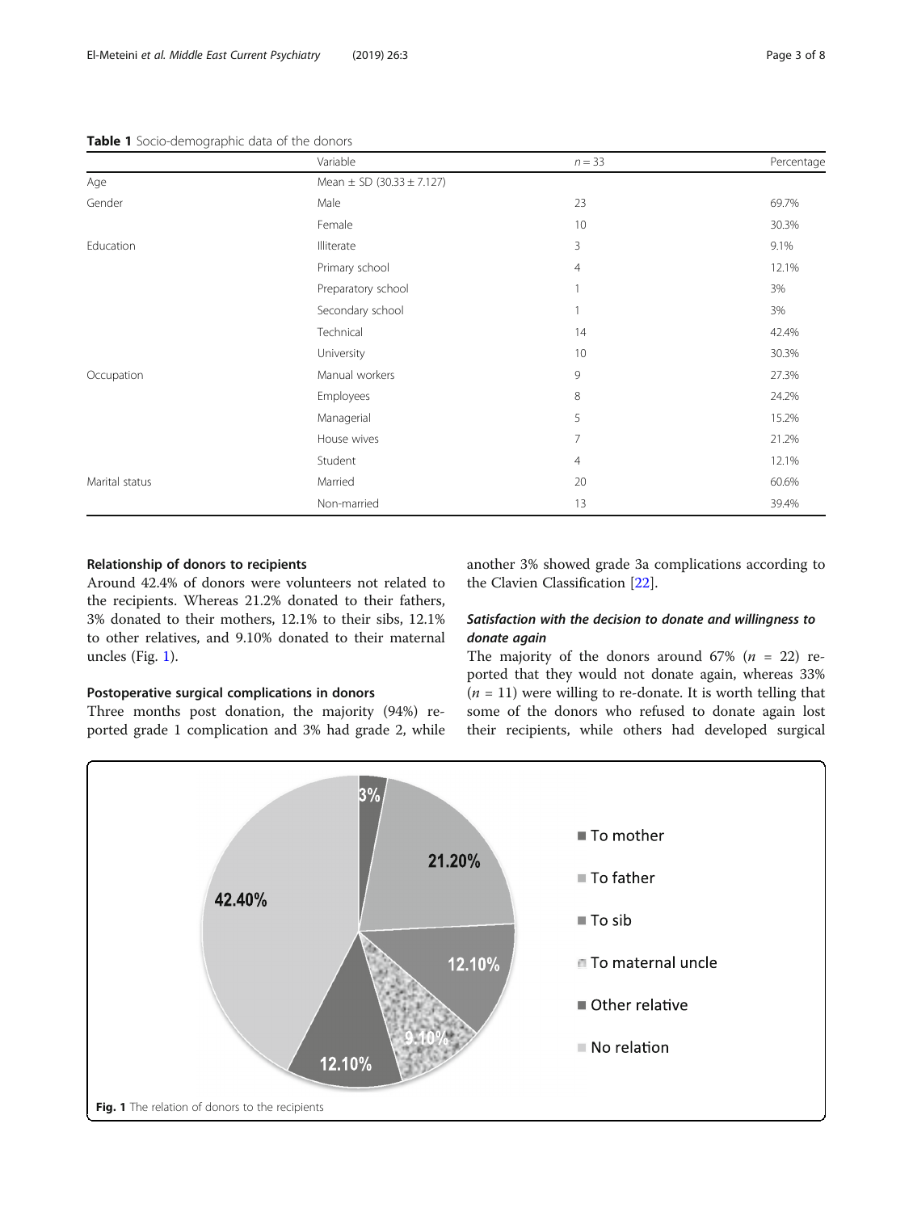**Table 1** Socio-demographic data of the donors

| | Variable | $n = 33$ | Percentage |
|---|---|---|---|
| Age | Mean ± SD (30.33 ± 7.127) | | |
| Gender | Male | 23 | 69.7% |
| | Female | 10 | 30.3% |
| Education | Illiterate | 3 | 9.1% |
| | Primary school | 4 | 12.1% |
| | Preparatory school | 1 | 3% |
| | Secondary school | 1 | 3% |
| | Technical | 14 | 42.4% |
| | University | 10 | 30.3% |
| Occupation | Manual workers | 9 | 27.3% |
| | Employees | 8 | 24.2% |
| | Managerial | 5 | 15.2% |
| | House wives | 7 | 21.2% |
| | Student | 4 | 12.1% |
| Marital status | Married | 20 | 60.6% |
| | Non-married | 13 | 39.4% |

#### Relationship of donors to recipients

Around 42.4% of donors were volunteers not related to the recipients. Whereas 21.2% donated to their fathers, 3% donated to their mothers, 12.1% to their sibs, 12.1% to other relatives, and 9.10% donated to their maternal uncles (Fig. 1).

#### Postoperative surgical complications in donors

Three months post donation, the majority (94%) reported grade 1 complication and 3% had grade 2, while another 3% showed grade 3a complications according to the Clavien Classification [22].

#### *Satisfaction with the decision to donate and willingness to donate again*

The majority of the donors around 67% ($n$ = 22) reported that they would not donate again, whereas 33% ($n$ = 11) were willing to re-donate. It is worth telling that some of the donors who refused to donate again lost their recipients, while others had developed surgical

| Relation | Percentage |
|---|---|
| To mother | 3% |
| To father | 21.20% |
| To sib | 12.10% |
| To maternal uncle | 9.10% |
| Other relative | 12.10% |
| No relation | 42.40% |

**Fig. 1** The relation of donors to the recipients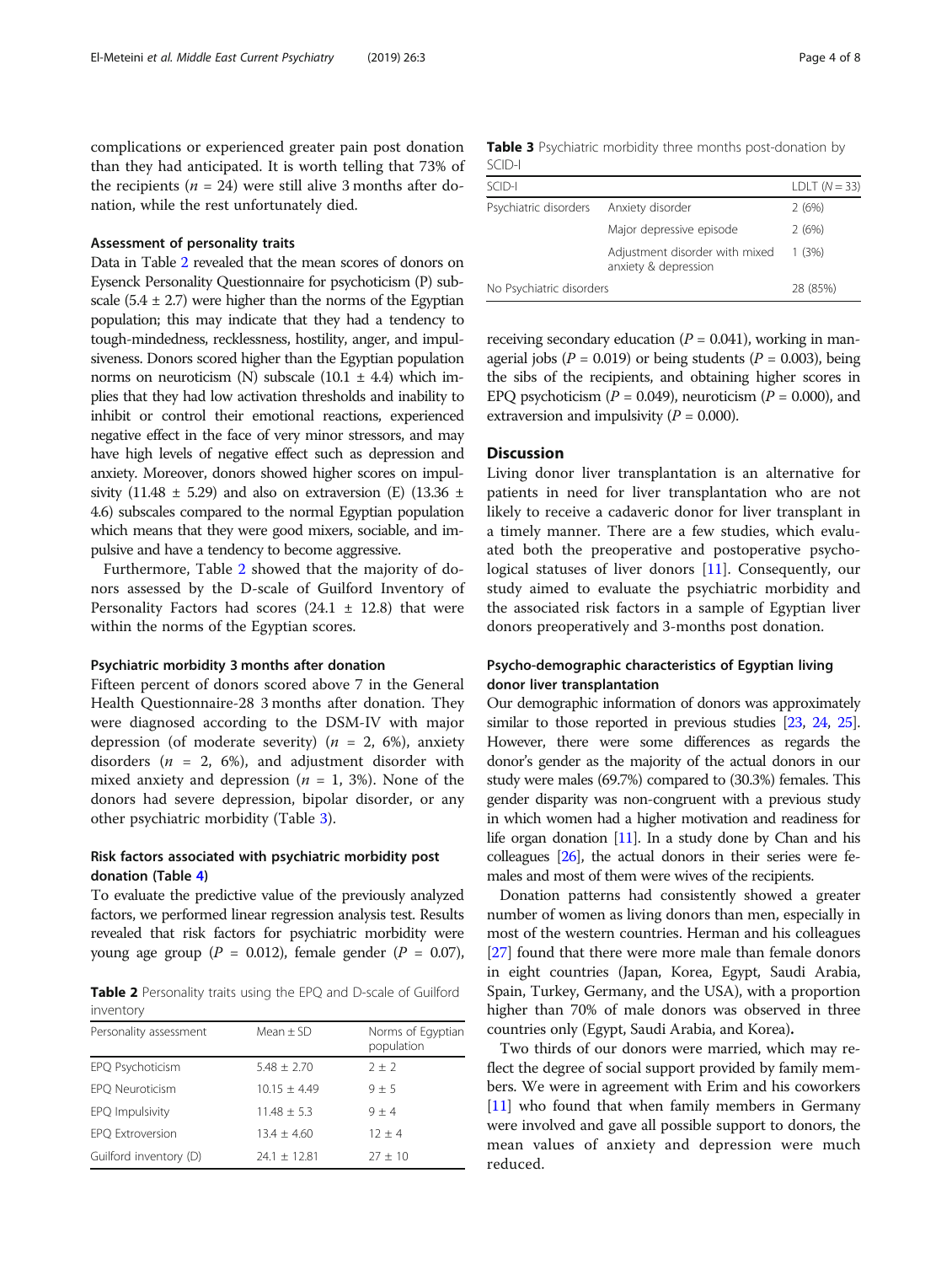complications or experienced greater pain post donation than they had anticipated. It is worth telling that 73% of the recipients ($n$ = 24) were still alive 3 months after donation, while the rest unfortunately died.

### Assessment of personality traits

Data in Table 2 revealed that the mean scores of donors on Eysenck Personality Questionnaire for psychoticism (P) subscale (5.4 ± 2.7) were higher than the norms of the Egyptian population; this may indicate that they had a tendency to tough-mindedness, recklessness, hostility, anger, and impulsiveness. Donors scored higher than the Egyptian population norms on neuroticism (N) subscale (10.1 ± 4.4) which implies that they had low activation thresholds and inability to inhibit or control their emotional reactions, experienced negative effect in the face of very minor stressors, and may have high levels of negative effect such as depression and anxiety. Moreover, donors showed higher scores on impulsivity (11.48 ± 5.29) and also on extraversion (E) (13.36 ± 4.6) subscales compared to the normal Egyptian population which means that they were good mixers, sociable, and impulsive and have a tendency to become aggressive.

Furthermore, Table 2 showed that the majority of donors assessed by the D-scale of Guilford Inventory of Personality Factors had scores (24.1 ± 12.8) that were within the norms of the Egyptian scores.

**Table 2** Personality traits using the EPQ and D-scale of Guilford inventory

| Personality assessment | Mean ± SD | Norms of Egyptian population |
|---|---|---|
| EPQ Psychoticism | 5.48 ± 2.70 | 2 ± 2 |
| EPQ Neuroticism | 10.15 ± 4.49 | 9 ± 5 |
| EPQ Impulsivity | 11.48 ± 5.3 | 9 ± 4 |
| EPQ Extroversion | 13.4 ± 4.60 | 12 ± 4 |
| Guilford inventory (D) | 24.1 ± 12.81 | 27 ± 10 |

### Psychiatric morbidity 3 months after donation

Fifteen percent of donors scored above 7 in the General Health Questionnaire-28 3 months after donation. They were diagnosed according to the DSM-IV with major depression (of moderate severity) ($n$ = 2, 6%), anxiety disorders ($n$ = 2, 6%), and adjustment disorder with mixed anxiety and depression ($n$ = 1, 3%). None of the donors had severe depression, bipolar disorder, or any other psychiatric morbidity (Table 3).

**Table 3** Psychiatric morbidity three months post-donation by SCID-I

| SCID-I | | LDLT ($N$ = 33) |
|---|---|---|
| Psychiatric disorders | Anxiety disorder | 2 (6%) |
| | Major depressive episode | 2 (6%) |
| | Adjustment disorder with mixed anxiety & depression | 1 (3%) |
| No Psychiatric disorders | | 28 (85%) |

### Risk factors associated with psychiatric morbidity post donation (Table 4)

To evaluate the predictive value of the previously analyzed factors, we performed linear regression analysis test. Results revealed that risk factors for psychiatric morbidity were young age group ($P$ = 0.012), female gender ($P$ = 0.07), receiving secondary education ($P$ = 0.041), working in managerial jobs ($P$ = 0.019) or being students ($P$ = 0.003), being the sibs of the recipients, and obtaining higher scores in EPQ psychoticism ($P$ = 0.049), neuroticism ($P$ = 0.000), and extraversion and impulsivity ($P$ = 0.000).

## Discussion

Living donor liver transplantation is an alternative for patients in need for liver transplantation who are not likely to receive a cadaveric donor for liver transplant in a timely manner. There are a few studies, which evaluated both the preoperative and postoperative psychological statuses of liver donors [11]. Consequently, our study aimed to evaluate the psychiatric morbidity and the associated risk factors in a sample of Egyptian liver donors preoperatively and 3-months post donation.

### Psycho-demographic characteristics of Egyptian living donor liver transplantation

Our demographic information of donors was approximately similar to those reported in previous studies [23, 24, 25]. However, there were some differences as regards the donor's gender as the majority of the actual donors in our study were males (69.7%) compared to (30.3%) females. This gender disparity was non-congruent with a previous study in which women had a higher motivation and readiness for life organ donation [11]. In a study done by Chan and his colleagues [26], the actual donors in their series were females and most of them were wives of the recipients.

Donation patterns had consistently showed a greater number of women as living donors than men, especially in most of the western countries. Herman and his colleagues [27] found that there were more male than female donors in eight countries (Japan, Korea, Egypt, Saudi Arabia, Spain, Turkey, Germany, and the USA), with a proportion higher than 70% of male donors was observed in three countries only (Egypt, Saudi Arabia, and Korea).

Two thirds of our donors were married, which may reflect the degree of social support provided by family members. We were in agreement with Erim and his coworkers [11] who found that when family members in Germany were involved and gave all possible support to donors, the mean values of anxiety and depression were much reduced.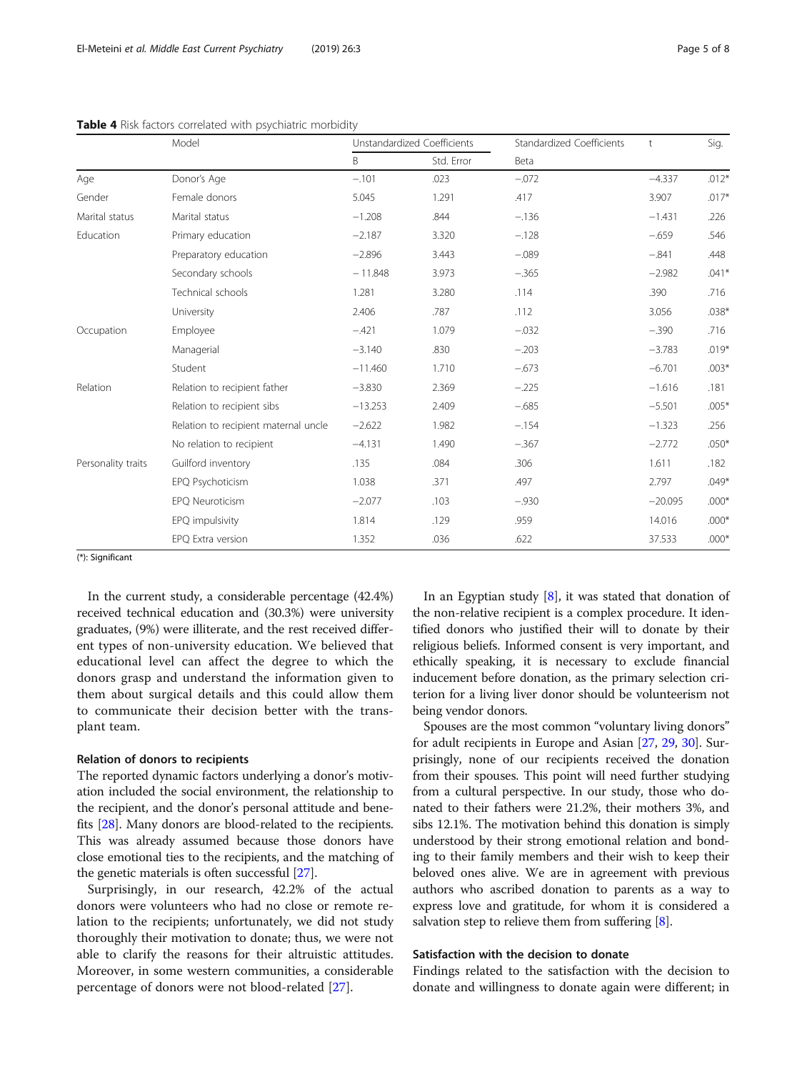**Table 4** Risk factors correlated with psychiatric morbidity

| | Model | Unstandardized Coefficients | | Standardized Coefficients | t | Sig. |
|---|---|---|---|---|---|---|
| | | B | Std. Error | Beta | | |
| Age | Donor's Age | −.101 | .023 | −.072 | −4.337 | .012* |
| Gender | Female donors | 5.045 | 1.291 | .417 | 3.907 | .017* |
| Marital status | Marital status | −1.208 | .844 | −.136 | −1.431 | .226 |
| Education | Primary education | −2.187 | 3.320 | −.128 | −.659 | .546 |
| | Preparatory education | −2.896 | 3.443 | −.089 | −.841 | .448 |
| | Secondary schools | − 11.848 | 3.973 | −.365 | −2.982 | .041* |
| | Technical schools | 1.281 | 3.280 | .114 | .390 | .716 |
| | University | 2.406 | .787 | .112 | 3.056 | .038* |
| Occupation | Employee | −.421 | 1.079 | −.032 | −.390 | .716 |
| | Managerial | −3.140 | .830 | −.203 | −3.783 | .019* |
| | Student | −11.460 | 1.710 | −.673 | −6.701 | .003* |
| Relation | Relation to recipient father | −3.830 | 2.369 | −.225 | −1.616 | .181 |
| | Relation to recipient sibs | −13.253 | 2.409 | −.685 | −5.501 | .005* |
| | Relation to recipient maternal uncle | −2.622 | 1.982 | −.154 | −1.323 | .256 |
| | No relation to recipient | −4.131 | 1.490 | −.367 | −2.772 | .050* |
| Personality traits | Guilford inventory | .135 | .084 | .306 | 1.611 | .182 |
| | EPQ Psychoticism | 1.038 | .371 | .497 | 2.797 | .049* |
| | EPQ Neuroticism | −2.077 | .103 | −.930 | −20.095 | .000* |
| | EPQ impulsivity | 1.814 | .129 | .959 | 14.016 | .000* |
| | EPQ Extra version | 1.352 | .036 | .622 | 37.533 | .000* |

(*): Significant

In the current study, a considerable percentage (42.4%) received technical education and (30.3%) were university graduates, (9%) were illiterate, and the rest received different types of non-university education. We believed that educational level can affect the degree to which the donors grasp and understand the information given to them about surgical details and this could allow them to communicate their decision better with the transplant team.

### Relation of donors to recipients

The reported dynamic factors underlying a donor's motivation included the social environment, the relationship to the recipient, and the donor's personal attitude and benefits [28]. Many donors are blood-related to the recipients. This was already assumed because those donors have close emotional ties to the recipients, and the matching of the genetic materials is often successful [27].

Surprisingly, in our research, 42.2% of the actual donors were volunteers who had no close or remote relation to the recipients; unfortunately, we did not study thoroughly their motivation to donate; thus, we were not able to clarify the reasons for their altruistic attitudes. Moreover, in some western communities, a considerable percentage of donors were not blood-related [27].

In an Egyptian study [8], it was stated that donation of the non-relative recipient is a complex procedure. It identified donors who justified their will to donate by their religious beliefs. Informed consent is very important, and ethically speaking, it is necessary to exclude financial inducement before donation, as the primary selection criterion for a living liver donor should be volunteerism not being vendor donors.

Spouses are the most common "voluntary living donors" for adult recipients in Europe and Asian [27, 29, 30]. Surprisingly, none of our recipients received the donation from their spouses. This point will need further studying from a cultural perspective. In our study, those who donated to their fathers were 21.2%, their mothers 3%, and sibs 12.1%. The motivation behind this donation is simply understood by their strong emotional relation and bonding to their family members and their wish to keep their beloved ones alive. We are in agreement with previous authors who ascribed donation to parents as a way to express love and gratitude, for whom it is considered a salvation step to relieve them from suffering [8].

### Satisfaction with the decision to donate

Findings related to the satisfaction with the decision to donate and willingness to donate again were different; in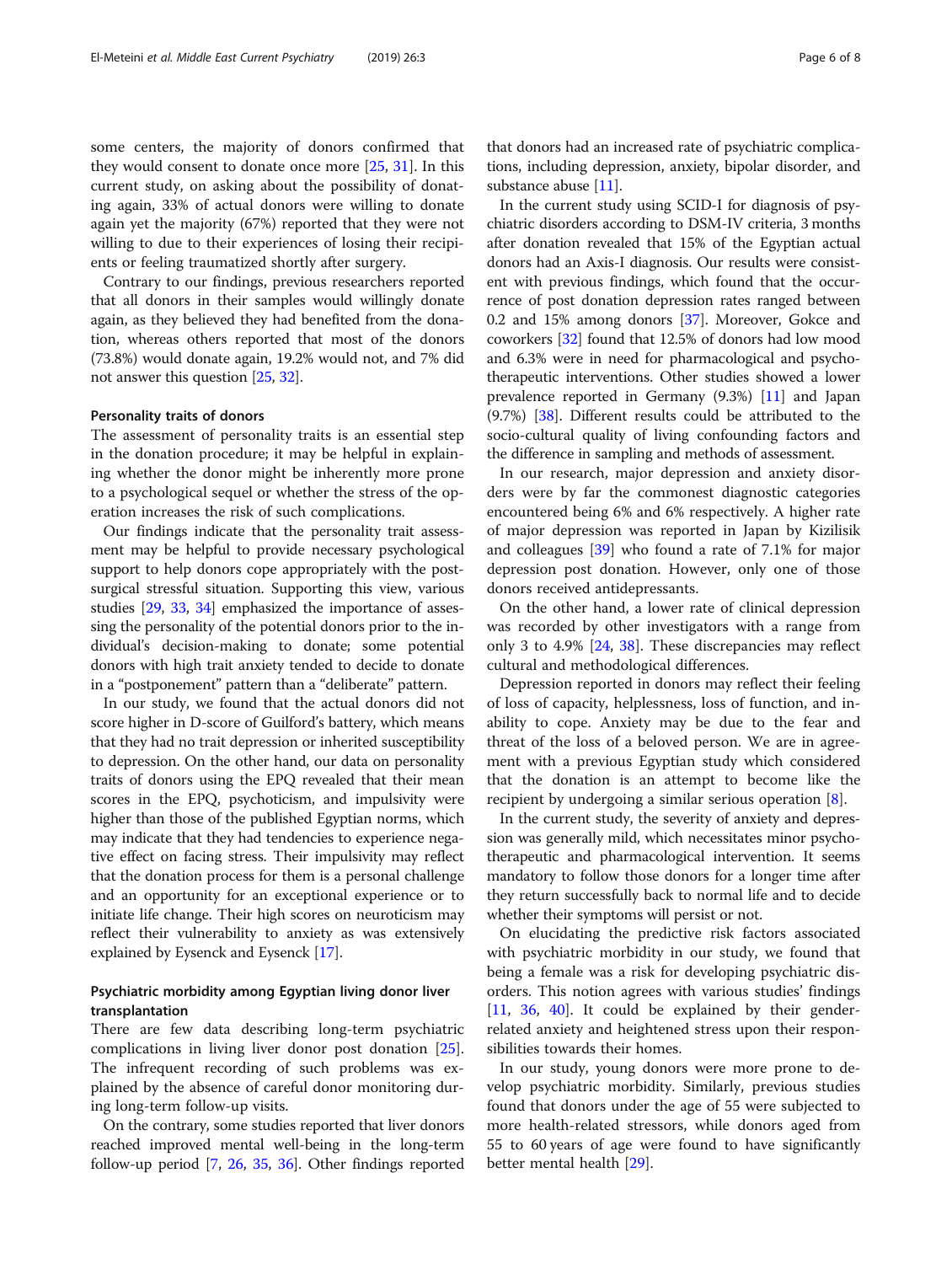some centers, the majority of donors confirmed that they would consent to donate once more [25, 31]. In this current study, on asking about the possibility of donating again, 33% of actual donors were willing to donate again yet the majority (67%) reported that they were not willing to due to their experiences of losing their recipients or feeling traumatized shortly after surgery.

Contrary to our findings, previous researchers reported that all donors in their samples would willingly donate again, as they believed they had benefited from the donation, whereas others reported that most of the donors (73.8%) would donate again, 19.2% would not, and 7% did not answer this question [25, 32].

#### Personality traits of donors

The assessment of personality traits is an essential step in the donation procedure; it may be helpful in explaining whether the donor might be inherently more prone to a psychological sequel or whether the stress of the operation increases the risk of such complications.

Our findings indicate that the personality trait assessment may be helpful to provide necessary psychological support to help donors cope appropriately with the post-surgical stressful situation. Supporting this view, various studies [29, 33, 34] emphasized the importance of assessing the personality of the potential donors prior to the individual's decision-making to donate; some potential donors with high trait anxiety tended to decide to donate in a "postponement" pattern than a "deliberate" pattern.

In our study, we found that the actual donors did not score higher in D-score of Guilford's battery, which means that they had no trait depression or inherited susceptibility to depression. On the other hand, our data on personality traits of donors using the EPQ revealed that their mean scores in the EPQ, psychoticism, and impulsivity were higher than those of the published Egyptian norms, which may indicate that they had tendencies to experience negative effect on facing stress. Their impulsivity may reflect that the donation process for them is a personal challenge and an opportunity for an exceptional experience or to initiate life change. Their high scores on neuroticism may reflect their vulnerability to anxiety as was extensively explained by Eysenck and Eysenck [17].

### Psychiatric morbidity among Egyptian living donor liver transplantation

There are few data describing long-term psychiatric complications in living liver donor post donation [25]. The infrequent recording of such problems was explained by the absence of careful donor monitoring during long-term follow-up visits.

On the contrary, some studies reported that liver donors reached improved mental well-being in the long-term follow-up period [7, 26, 35, 36]. Other findings reported that donors had an increased rate of psychiatric complications, including depression, anxiety, bipolar disorder, and substance abuse [11].

In the current study using SCID-I for diagnosis of psychiatric disorders according to DSM-IV criteria, 3 months after donation revealed that 15% of the Egyptian actual donors had an Axis-I diagnosis. Our results were consistent with previous findings, which found that the occurrence of post donation depression rates ranged between 0.2 and 15% among donors [37]. Moreover, Gokce and coworkers [32] found that 12.5% of donors had low mood and 6.3% were in need for pharmacological and psychotherapeutic interventions. Other studies showed a lower prevalence reported in Germany (9.3%) [11] and Japan (9.7%) [38]. Different results could be attributed to the socio-cultural quality of living confounding factors and the difference in sampling and methods of assessment.

In our research, major depression and anxiety disorders were by far the commonest diagnostic categories encountered being 6% and 6% respectively. A higher rate of major depression was reported in Japan by Kizilisik and colleagues [39] who found a rate of 7.1% for major depression post donation. However, only one of those donors received antidepressants.

On the other hand, a lower rate of clinical depression was recorded by other investigators with a range from only 3 to 4.9% [24, 38]. These discrepancies may reflect cultural and methodological differences.

Depression reported in donors may reflect their feeling of loss of capacity, helplessness, loss of function, and inability to cope. Anxiety may be due to the fear and threat of the loss of a beloved person. We are in agreement with a previous Egyptian study which considered that the donation is an attempt to become like the recipient by undergoing a similar serious operation [8].

In the current study, the severity of anxiety and depression was generally mild, which necessitates minor psychotherapeutic and pharmacological intervention. It seems mandatory to follow those donors for a longer time after they return successfully back to normal life and to decide whether their symptoms will persist or not.

On elucidating the predictive risk factors associated with psychiatric morbidity in our study, we found that being a female was a risk for developing psychiatric disorders. This notion agrees with various studies' findings [11, 36, 40]. It could be explained by their gender-related anxiety and heightened stress upon their responsibilities towards their homes.

In our study, young donors were more prone to develop psychiatric morbidity. Similarly, previous studies found that donors under the age of 55 were subjected to more health-related stressors, while donors aged from 55 to 60 years of age were found to have significantly better mental health [29].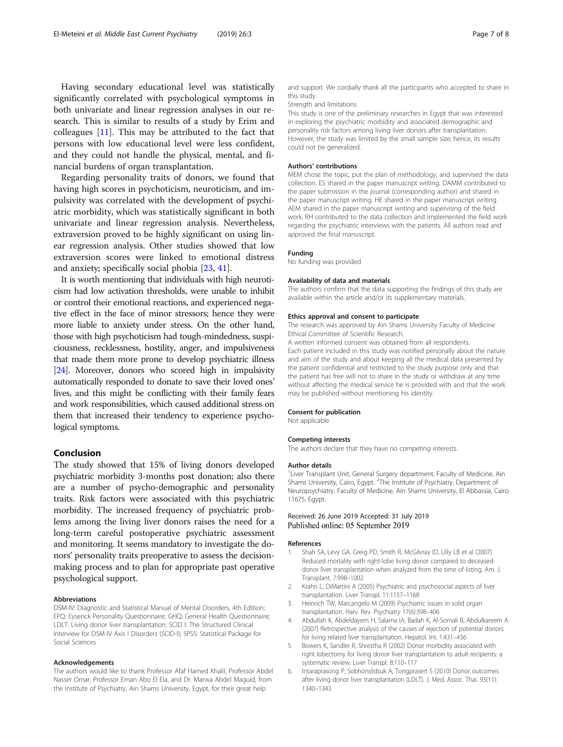Having secondary educational level was statistically significantly correlated with psychological symptoms in both univariate and linear regression analyses in our research. This is similar to results of a study by Erim and colleagues [11]. This may be attributed to the fact that persons with low educational level were less confident, and they could not handle the physical, mental, and financial burdens of organ transplantation.

Regarding personality traits of donors, we found that having high scores in psychoticism, neuroticism, and impulsivity was correlated with the development of psychiatric morbidity, which was statistically significant in both univariate and linear regression analysis. Nevertheless, extraversion proved to be highly significant on using linear regression analysis. Other studies showed that low extraversion scores were linked to emotional distress and anxiety; specifically social phobia [23, 41].

It is worth mentioning that individuals with high neuroticism had low activation thresholds, were unable to inhibit or control their emotional reactions, and experienced negative effect in the face of minor stressors; hence they were more liable to anxiety under stress. On the other hand, those with high psychoticism had tough-mindedness, suspiciousness, recklessness, hostility, anger, and impulsiveness that made them more prone to develop psychiatric illness [24]. Moreover, donors who scored high in impulsivity automatically responded to donate to save their loved ones' lives, and this might be conflicting with their family fears and work responsibilities, which caused additional stress on them that increased their tendency to experience psychological symptoms.

## Conclusion

The study showed that 15% of living donors developed psychiatric morbidity 3-months post donation; also there are a number of psycho-demographic and personality traits. Risk factors were associated with this psychiatric morbidity. The increased frequency of psychiatric problems among the living liver donors raises the need for a long-term careful postoperative psychiatric assessment and monitoring. It seems mandatory to investigate the donors' personality traits preoperative to assess the decision-making process and to plan for appropriate past operative psychological support.

#### Abbreviations

DSM-IV: Diagnostic and Statistical Manual of Mental Disorders, 4th Edition; EPQ: Eysenck Personality Questionnaire; GHQ: General Health Questionnaire; LDLT: Living donor liver transplantation; SCID I: The Structured Clinical Interview for DSM-IV Axis I Disorders (SCID-I); SPSS: Statistical Package for Social Sciences

#### Acknowledgements

The authors would like to thank Professor Afaf Hamed Khalil, Professor Abdel Nasser Omar, Professor Eman Abo El Ela, and Dr. Marwa Abdel Maguid, from the Institute of Psychiatry, Ain Shams University, Egypt, for their great help and support. We cordially thank all the participants who accepted to share in this study.

Strength and limitations

This study is one of the preliminary researches in Egypt that was interested in exploring the psychiatric morbidity and associated demographic and personality risk factors among living liver donors after transplantation. However, the study was limited by the small sample size; hence, its results could not be generalized.

#### Authors' contributions

MEM chose the topic, put the plan of methodology, and supervised the data collection. ES shared in the paper manuscript writing. DAMM contributed to the paper submission in the journal (corresponding author) and shared in the paper manuscript writing. HE shared in the paper manuscript writing. AEM shared in the paper manuscript writing and supervising of the field work. RH contributed to the data collection and implemented the field work regarding the psychiatric interviews with the patients. All authors read and approved the final manuscript.

#### Funding

No funding was provided

#### Availability of data and materials

The authors confirm that the data supporting the findings of this study are available within the article and/or its supplementary materials.

#### Ethics approval and consent to participate

The research was approved by Ain Shams University Faculty of Medicine Ethical Committee of Scientific Research.

A written informed consent was obtained from all respondents.

Each patient included in this study was notified personally about the nature and aim of the study and about keeping all the medical data presented by the patient confidential and restricted to the study purpose only and that the patient has free will not to share in the study or withdraw at any time without affecting the medical service he is provided with and that the work may be published without mentioning his identity.

#### Consent for publication

Not applicable

#### Competing interests

The authors declare that they have no competing interests.

#### Author details

[1]Liver Transplant Unit, General Surgery department, Faculty of Medicine, Ain Shams University, Cairo, Egypt. [2]The Institute of Psychiatry, Department of Neuropsychiatry, Faculty of Medicine, Ain Shams University, El Abbassia, Cairo 11675, Egypt.

Received: 26 June 2019 Accepted: 31 July 2019
Published online: 05 September 2019

#### References

1. Shah SA, Levy GA, Greig PD, Smith R, McGilvray ID, Lilly LB et al (2007) Reduced mortality with right-lobe living donor compared to deceased-donor liver transplantation when analyzed from the time of listing. Am. J. Transplant. 7:998–1002
2. Krahn L, DiMartini A (2005) Psychiatric and psychosocial aspects of liver transplantation. Liver Transpl. 11:1157–1168
3. Heinrich TW, Marcangelo M (2009) Psychiatric issues in solid organ transplantation. Harv. Rev. Psychiatry 17(6):398–406
4. Abdullah K, Abdeldayem H, Salama IA, Badah K, Al-Somali B, Abdulkareem A (2007) Retrospective analysis of the causes of rejection of potential donors for living related liver transplantation. Hepatol. Int. 1:431–436
5. Bowers K, Sandler R, Shrestha R (2002) Donor morbidity associated with right lobectomy for living donor liver transplantation to adult recipients: a systematic review. Liver Transpl. 8:110–117
6. Intaraprasong P, Sobhonslidsuk A, Tongprasert S (2010) Donor outcomes after living donor liver transplantation (LDLT). J. Med. Assoc. Thai. 93(11): 1340–1343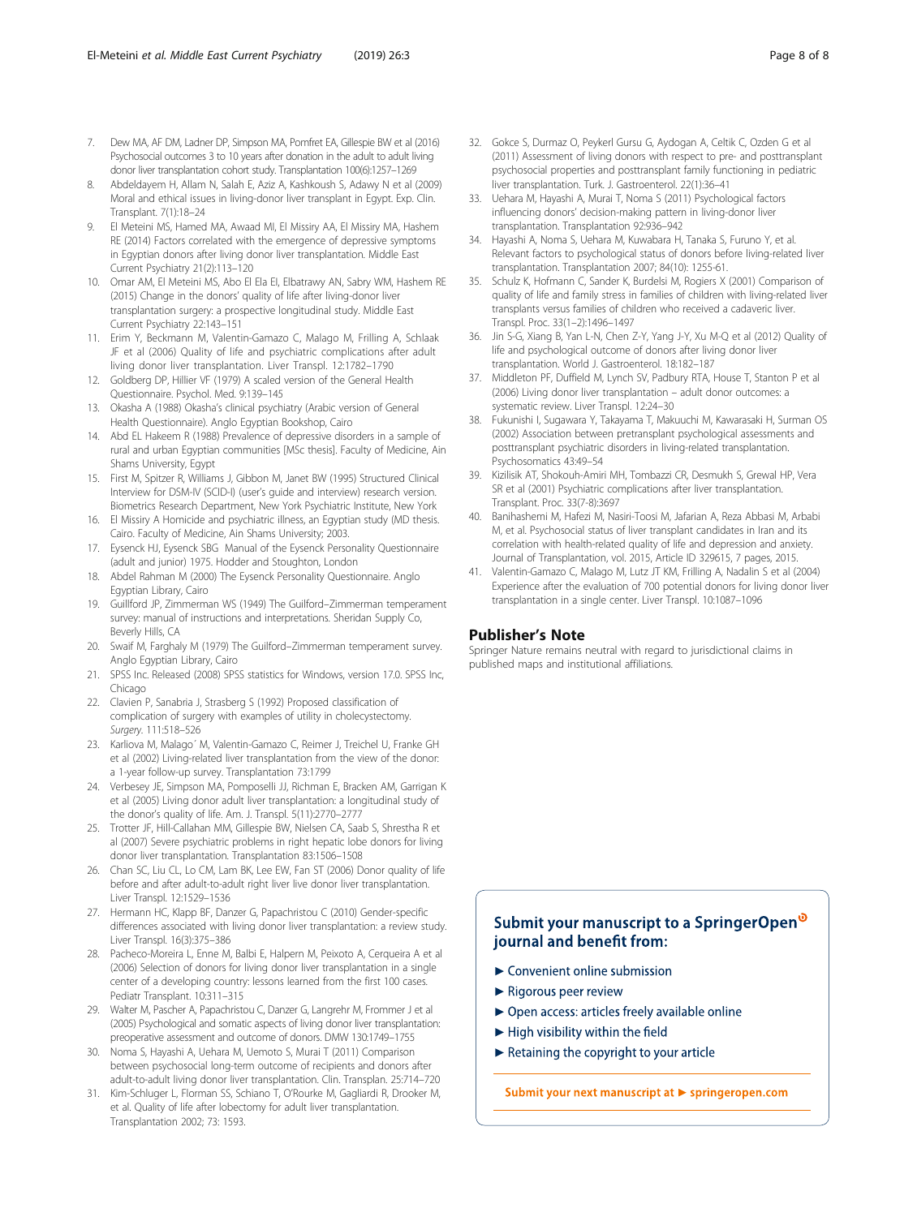7. Dew MA, AF DM, Ladner DP, Simpson MA, Pomfret EA, Gillespie BW et al (2016) Psychosocial outcomes 3 to 10 years after donation in the adult to adult living donor liver transplantation cohort study. Transplantation 100(6):1257–1269
8. Abdeldayem H, Allam N, Salah E, Aziz A, Kashkoush S, Adawy N et al (2009) Moral and ethical issues in living-donor liver transplant in Egypt. Exp. Clin. Transplant. 7(1):18–24
9. El Meteini MS, Hamed MA, Awaad MI, El Missiry AA, El Missiry MA, Hashem RE (2014) Factors correlated with the emergence of depressive symptoms in Egyptian donors after living donor liver transplantation. Middle East Current Psychiatry 21(2):113–120
10. Omar AM, El Meteini MS, Abo El Ela El, Elbatrawy AN, Sabry WM, Hashem RE (2015) Change in the donors' quality of life after living-donor liver transplantation surgery: a prospective longitudinal study. Middle East Current Psychiatry 22:143–151
11. Erim Y, Beckmann M, Valentin-Gamazo C, Malago M, Frilling A, Schlaak JF et al (2006) Quality of life and psychiatric complications after adult living donor liver transplantation. Liver Transpl. 12:1782–1790
12. Goldberg DP, Hillier VF (1979) A scaled version of the General Health Questionnaire. Psychol. Med. 9:139–145
13. Okasha A (1988) Okasha's clinical psychiatry (Arabic version of General Health Questionnaire). Anglo Egyptian Bookshop, Cairo
14. Abd EL Hakeem R (1988) Prevalence of depressive disorders in a sample of rural and urban Egyptian communities [MSc thesis]. Faculty of Medicine, Ain Shams University, Egypt
15. First M, Spitzer R, Williams J, Gibbon M, Janet BW (1995) Structured Clinical Interview for DSM-IV (SCID-I) (user's guide and interview) research version. Biometrics Research Department, New York Psychiatric Institute, New York
16. El Missiry A Homicide and psychiatric illness, an Egyptian study (MD thesis. Cairo. Faculty of Medicine, Ain Shams University; 2003.
17. Eysenck HJ, Eysenck SBG Manual of the Eysenck Personality Questionnaire (adult and junior) 1975. Hodder and Stoughton, London
18. Abdel Rahman M (2000) The Eysenck Personality Questionnaire. Anglo Egyptian Library, Cairo
19. Guillford JP, Zimmerman WS (1949) The Guilford–Zimmerman temperament survey: manual of instructions and interpretations. Sheridan Supply Co, Beverly Hills, CA
20. Swaif M, Farghaly M (1979) The Guilford–Zimmerman temperament survey. Anglo Egyptian Library, Cairo
21. SPSS Inc. Released (2008) SPSS statistics for Windows, version 17.0. SPSS Inc, Chicago
22. Clavien P, Sanabria J, Strasberg S (1992) Proposed classification of complication of surgery with examples of utility in cholecystectomy. *Surgery*. 111:518–526
23. Karliova M, Malago´ M, Valentin-Gamazo C, Reimer J, Treichel U, Franke GH et al (2002) Living-related liver transplantation from the view of the donor: a 1-year follow-up survey. Transplantation 73:1799
24. Verbesey JE, Simpson MA, Pomposelli JJ, Richman E, Bracken AM, Garrigan K et al (2005) Living donor adult liver transplantation: a longitudinal study of the donor's quality of life. Am. J. Transpl. 5(11):2770–2777
25. Trotter JF, Hill-Callahan MM, Gillespie BW, Nielsen CA, Saab S, Shrestha R et al (2007) Severe psychiatric problems in right hepatic lobe donors for living donor liver transplantation. Transplantation 83:1506–1508
26. Chan SC, Liu CL, Lo CM, Lam BK, Lee EW, Fan ST (2006) Donor quality of life before and after adult-to-adult right liver live donor liver transplantation. Liver Transpl. 12:1529–1536
27. Hermann HC, Klapp BF, Danzer G, Papachristou C (2010) Gender-specific differences associated with living donor liver transplantation: a review study. Liver Transpl. 16(3):375–386
28. Pacheco-Moreira L, Enne M, Balbi E, Halpern M, Peixoto A, Cerqueira A et al (2006) Selection of donors for living donor liver transplantation in a single center of a developing country: lessons learned from the first 100 cases. Pediatr Transplant. 10:311–315
29. Walter M, Pascher A, Papachristou C, Danzer G, Langrehr M, Frommer J et al (2005) Psychological and somatic aspects of living donor liver transplantation: preoperative assessment and outcome of donors. DMW 130:1749–1755
30. Noma S, Hayashi A, Uehara M, Uemoto S, Murai T (2011) Comparison between psychosocial long-term outcome of recipients and donors after adult-to-adult living donor liver transplantation. Clin. Transplan. 25:714–720
31. Kim-Schluger L, Florman SS, Schiano T, O'Rourke M, Gagliardi R, Drooker M, et al. Quality of life after lobectomy for adult liver transplantation. Transplantation 2002; 73: 1593.
32. Gokce S, Durmaz O, Peykerl Gursu G, Aydogan A, Celtik C, Ozden G et al (2011) Assessment of living donors with respect to pre- and posttransplant psychosocial properties and posttransplant family functioning in pediatric liver transplantation. Turk. J. Gastroenterol. 22(1):36–41
33. Uehara M, Hayashi A, Murai T, Noma S (2011) Psychological factors influencing donors' decision-making pattern in living-donor liver transplantation. Transplantation 92:936–942
34. Hayashi A, Noma S, Uehara M, Kuwabara H, Tanaka S, Furuno Y, et al. Relevant factors to psychological status of donors before living-related liver transplantation. Transplantation 2007; 84(10): 1255-61.
35. Schulz K, Hofmann C, Sander K, Burdelsi M, Rogiers X (2001) Comparison of quality of life and family stress in families of children with living-related liver transplants versus families of children who received a cadaveric liver. Transpl. Proc. 33(1–2):1496–1497
36. Jin S-G, Xiang B, Yan L-N, Chen Z-Y, Yang J-Y, Xu M-Q et al (2012) Quality of life and psychological outcome of donors after living donor liver transplantation. World J. Gastroenterol. 18:182–187
37. Middleton PF, Duffield M, Lynch SV, Padbury RTA, House T, Stanton P et al (2006) Living donor liver transplantation – adult donor outcomes: a systematic review. Liver Transpl. 12:24–30
38. Fukunishi I, Sugawara Y, Takayama T, Makuuchi M, Kawarasaki H, Surman OS (2002) Association between pretransplant psychological assessments and posttransplant psychiatric disorders in living-related transplantation. Psychosomatics 43:49–54
39. Kizilisik AT, Shokouh-Amiri MH, Tombazzi CR, Desmukh S, Grewal HP, Vera SR et al (2001) Psychiatric complications after liver transplantation. Transplant. Proc. 33(7-8):3697
40. Banihashemi M, Hafezi M, Nasiri-Toosi M, Jafarian A, Reza Abbasi M, Arbabi M, et al. Psychosocial status of liver transplant candidates in Iran and its correlation with health-related quality of life and depression and anxiety. Journal of Transplantation, vol. 2015, Article ID 329615, 7 pages, 2015.
41. Valentin-Gamazo C, Malago M, Lutz JT KM, Frilling A, Nadalin S et al (2004) Experience after the evaluation of 700 potential donors for living donor liver transplantation in a single center. Liver Transpl. 10:1087–1096

## Publisher's Note

Springer Nature remains neutral with regard to jurisdictional claims in published maps and institutional affiliations.

**Submit your manuscript to a SpringerOpen journal and benefit from:**

- Convenient online submission
- Rigorous peer review
- Open access: articles freely available online
- High visibility within the field
- Retaining the copyright to your article

**Submit your next manuscript at ▶ springeropen.com**